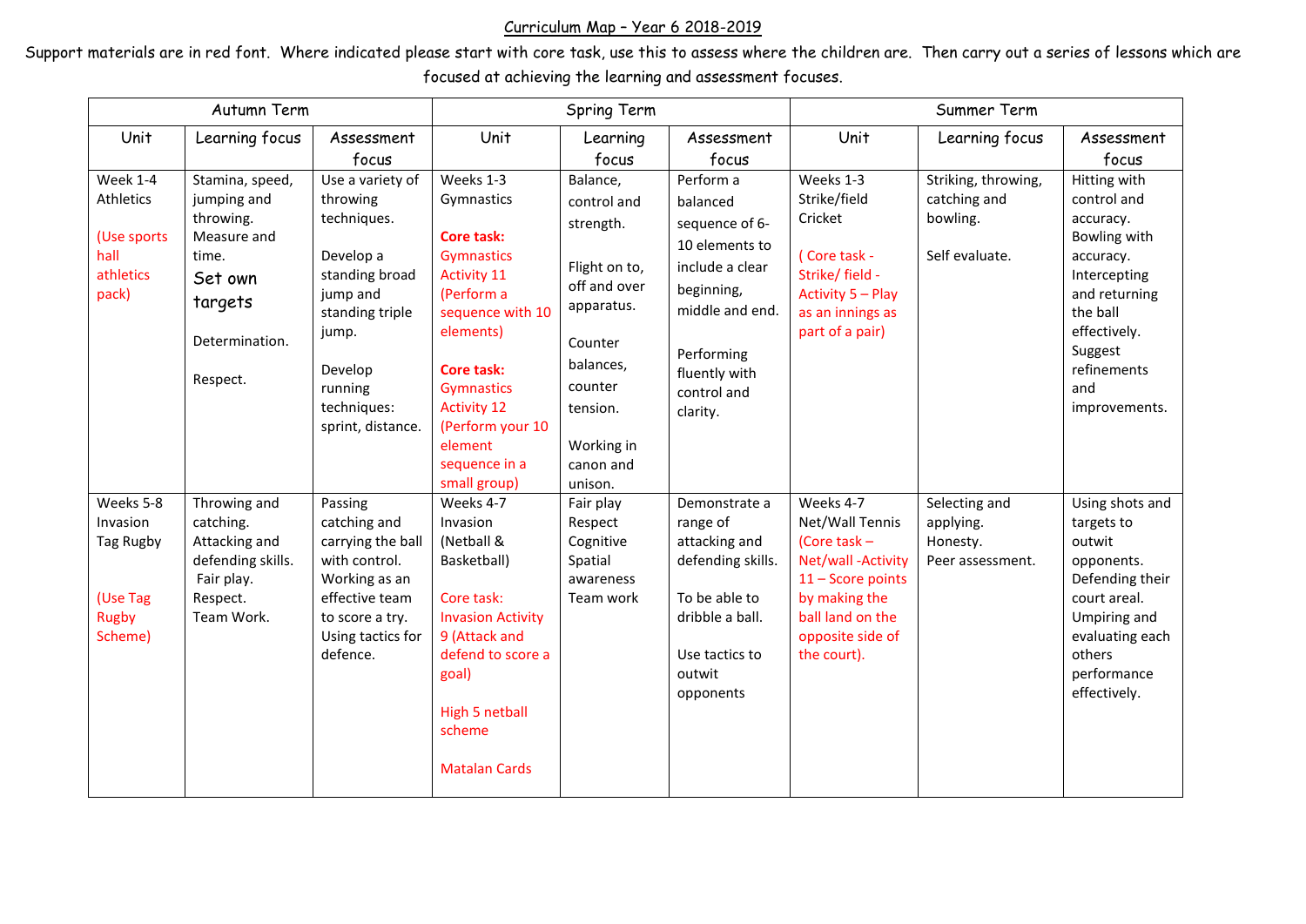# Curriculum Map – Year 6 2018-2019

Support materials are in red font. Where indicated please start with core task, use this to assess where the children are. Then carry out a series of lessons which are focused at achieving the learning and assessment focuses.

| Autumn Term | | | Spring Term | | | Summer Term | | |
|---|---|---|---|---|---|---|---|---|
| Unit | Learning focus | Assessment focus | Unit | Learning focus | Assessment focus | Unit | Learning focus | Assessment focus |
| Week 1-4 Athletics<br><br>(Use sports hall athletics pack) | Stamina, speed, jumping and throwing.<br>Measure and time.<br>Set own targets<br><br>Determination.<br><br>Respect. | Use a variety of throwing techniques.<br><br>Develop a standing broad jump and standing triple jump.<br><br>Develop running techniques: sprint, distance. | Weeks 1-3 Gymnastics<br><br>**Core task:** Gymnastics Activity 11 (Perform a sequence with 10 elements)<br><br>**Core task:** Gymnastics Activity 12 (Perform your 10 element sequence in a small group) | Balance, control and strength.<br><br>Flight on to, off and over apparatus.<br><br>Counter balances, counter tension.<br><br>Working in canon and unison. | Perform a balanced sequence of 6-10 elements to include a clear beginning, middle and end.<br><br>Performing fluently with control and clarity. | Weeks 1-3 Strike/field Cricket<br><br>( Core task - Strike/ field - Activity 5 – Play as an innings as part of a pair) | Striking, throwing, catching and bowling.<br><br>Self evaluate. | Hitting with control and accuracy.<br>Bowling with accuracy.<br>Intercepting and returning the ball effectively.<br>Suggest refinements and improvements. |
| Weeks 5-8 Invasion Tag Rugby<br><br>(Use Tag Rugby Scheme) | Throwing and catching.<br>Attacking and defending skills.<br>Fair play.<br>Respect.<br>Team Work. | Passing catching and carrying the ball with control.<br>Working as an effective team to score a try.<br>Using tactics for defence. | Weeks 4-7 Invasion (Netball & Basketball)<br><br>Core task: Invasion Activity 9 (Attack and defend to score a goal)<br><br>High 5 netball scheme<br><br>Matalan Cards | Fair play<br>Respect<br>Cognitive<br>Spatial awareness<br>Team work | Demonstrate a range of attacking and defending skills.<br><br>To be able to dribble a ball.<br><br>Use tactics to outwit opponents | Weeks 4-7 Net/Wall Tennis<br>(Core task – Net/wall -Activity 11 – Score points by making the ball land on the opposite side of the court). | Selecting and applying.<br>Honesty.<br>Peer assessment. | Using shots and targets to outwit opponents.<br>Defending their court areal.<br>Umpiring and evaluating each others performance effectively. |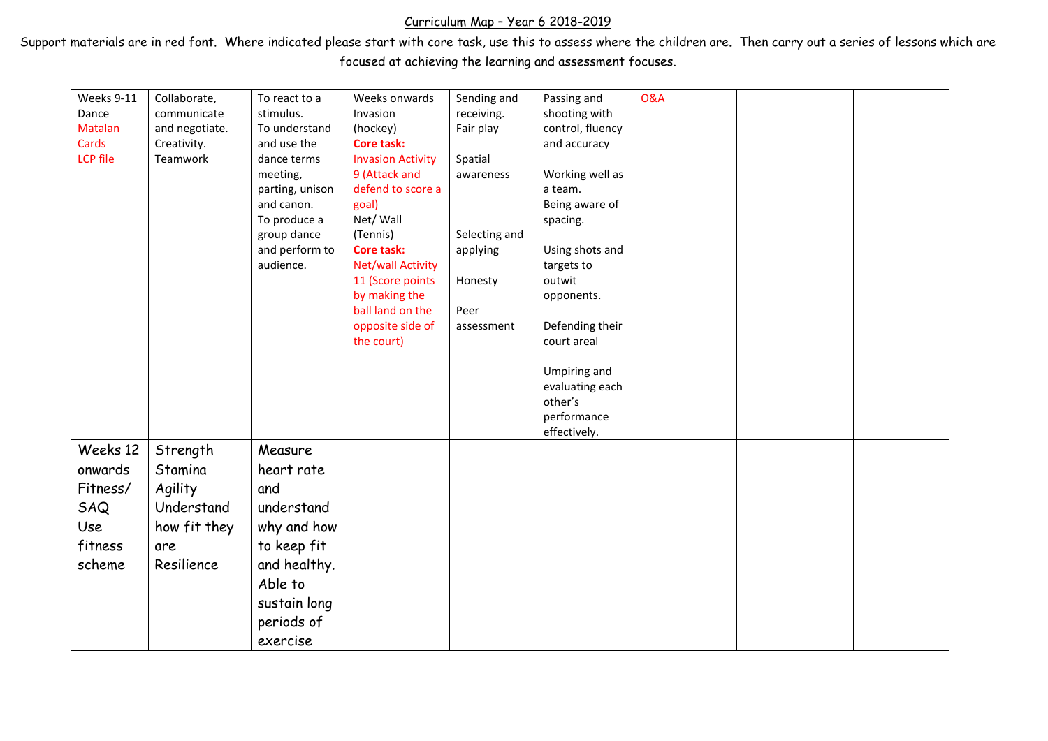Curriculum Map – Year 6 2018-2019

Support materials are in red font. Where indicated please start with core task, use this to assess where the children are. Then carry out a series of lessons which are focused at achieving the learning and assessment focuses.

| | | | | | | | | |
|---|---|---|---|---|---|---|---|---|
| Weeks 9-11<br>Dance<br>Matalan Cards<br>LCP file | Collaborate, communicate and negotiate.<br>Creativity.<br>Teamwork | To react to a stimulus.<br>To understand and use the dance terms meeting, parting, unison and canon.<br>To produce a group dance and perform to audience. | Weeks onwards<br>Invasion (hockey)<br>**Core task:**<br>Invasion Activity 9 (Attack and defend to score a goal)<br>Net/ Wall (Tennis)<br>**Core task:**<br>Net/wall Activity 11 (Score points by making the ball land on the opposite side of the court) | Sending and receiving.<br>Fair play<br><br>Spatial awareness<br><br>Selecting and applying<br><br>Honesty<br><br>Peer assessment | Passing and shooting with control, fluency and accuracy<br><br>Working well as a team.<br>Being aware of spacing.<br><br>Using shots and targets to outwit opponents.<br><br>Defending their court areal<br><br>Umpiring and evaluating each other's performance effectively. | O&A | | |
| Weeks 12 onwards<br>Fitness/ SAQ<br>Use fitness scheme | Strength<br>Stamina<br>Agility<br>Understand how fit they are<br>Resilience | Measure heart rate and understand why and how to keep fit and healthy.<br>Able to sustain long periods of exercise | | | | | | |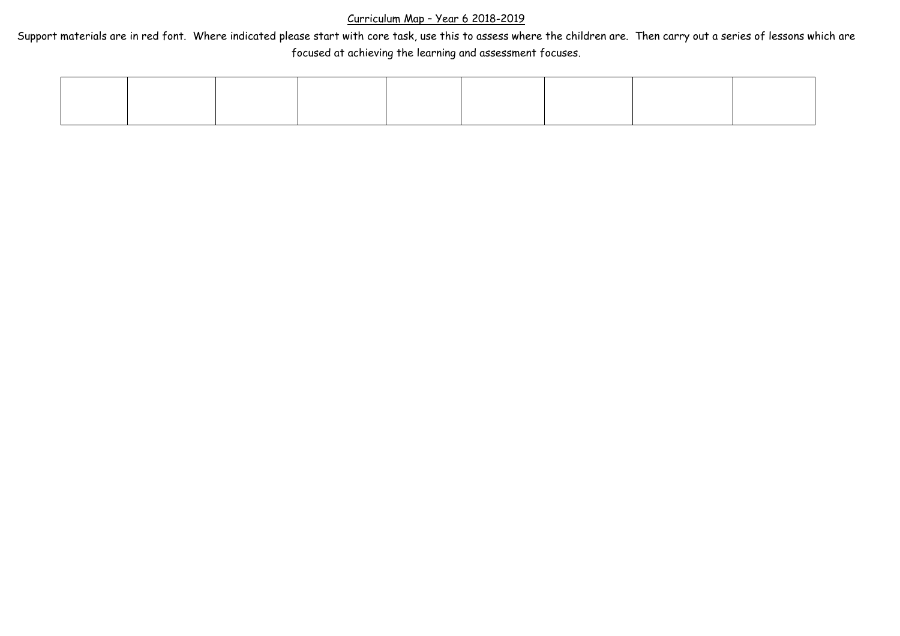Curriculum Map – Year 6 2018-2019

Support materials are in red font. Where indicated please start with core task, use this to assess where the children are. Then carry out a series of lessons which are focused at achieving the learning and assessment focuses.

| | | | | | | | | |
|---|---|---|---|---|---|---|---|---|
| | | | | | | | | |